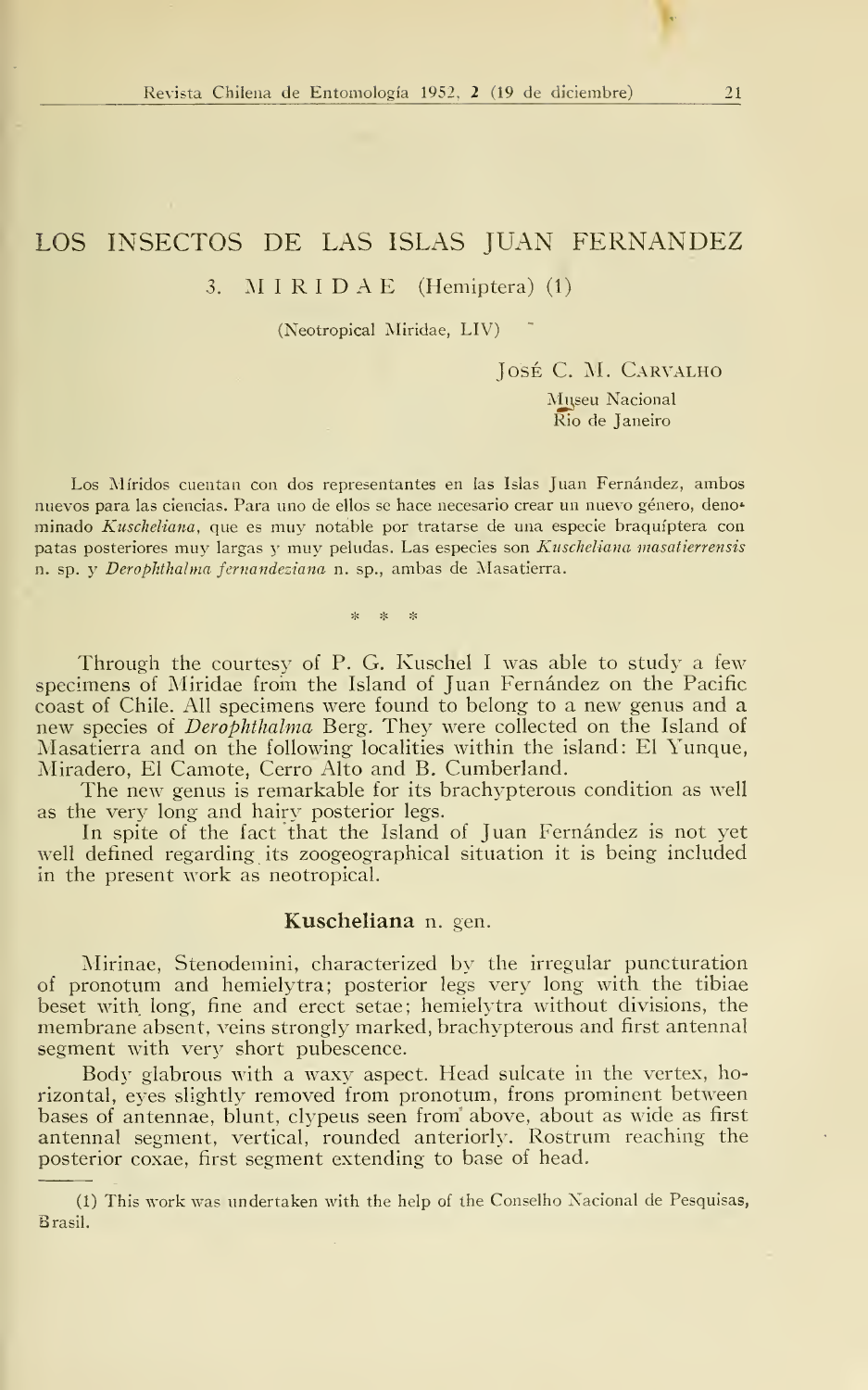# LOS INSECTOS DE LAS ISLAS JUAN FERNANDEZ

## 3. MIRIDAE (Hemiptera) (1)

(Neotropical Miridae, LIV)

JOSÉ C. M. CARVALHO
Museu Nacional
Rio de Janeiro

Los Míridos cuentan con dos representantes en las Islas Juan Fernández, ambos nuevos para las ciencias. Para uno de ellos se hace necesario crear un nuevo género, denominado *Kuscheliana*, que es muy notable por tratarse de una especie braquíptera con patas posteriores muy largas y muy peludas. Las especies son *Kuscheliana masatierrensis* n. sp. y *Derophthalma fernandeziana* n. sp., ambas de Masatierra.

\* \* \*

Through the courtesy of P. G. Kuschel I was able to study a few specimens of Miridae from the Island of Juan Fernández on the Pacific coast of Chile. All specimens were found to belong to a new genus and a new species of *Derophthalma* Berg. They were collected on the Island of Masatierra and on the following localities within the island: El Yunque, Miradero, El Camote, Cerro Alto and B. Cumberland.

The new genus is remarkable for its brachypterous condition as well as the very long and hairy posterior legs.

In spite of the fact that the Island of Juan Fernández is not yet well defined regarding its zoogeographical situation it is being included in the present work as neotropical.

### Kuscheliana n. gen.

Mirinae, Stenodemini, characterized by the irregular puncturation of pronotum and hemielytra; posterior legs very long with the tibiae beset with long, fine and erect setae; hemielytra without divisions, the membrane absent, veins strongly marked, brachypterous and first antennal segment with very short pubescence.

Body glabrous with a waxy aspect. Head sulcate in the vertex, horizontal, eyes slightly removed from pronotum, frons prominent between bases of antennae, blunt, clypeus seen from above, about as wide as first antennal segment, vertical, rounded anteriorly. Rostrum reaching the posterior coxae, first segment extending to base of head.

---

(1) This work was undertaken with the help of the Conselho Nacional de Pesquisas, Brasil.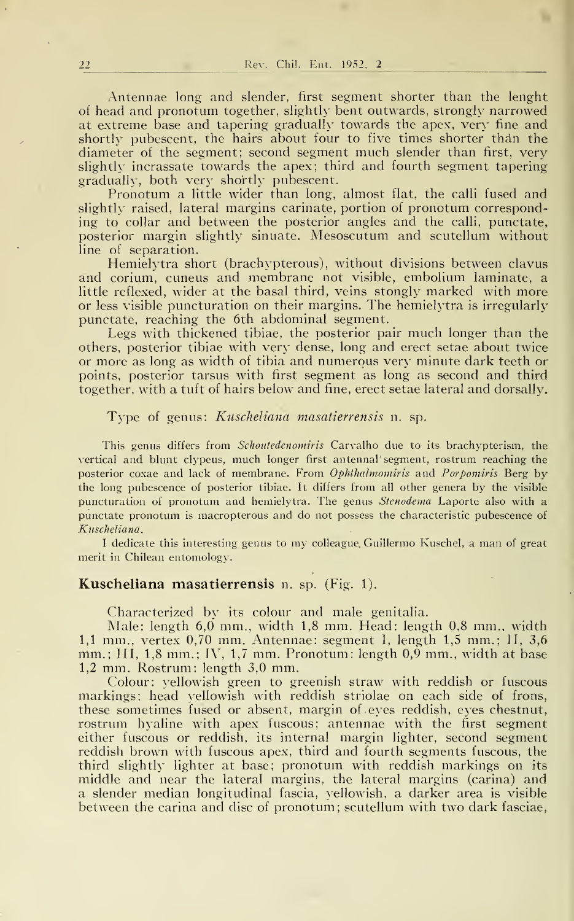Antennae long and slender, first segment shorter than the lenght of head and pronotum together, slightly bent outwards, strongly narrowed at extreme base and tapering gradually towards the apex, very fine and shortly pubescent, the hairs about four to five times shorter than the diameter of the segment; second segment much slender than first, very slightly incrassate towards the apex; third and fourth segment tapering gradually, both very shortly pubescent.

Pronotum a little wider than long, almost flat, the calli fused and slightly raised, lateral margins carinate, portion of pronotum corresponding to collar and between the posterior angles and the calli, punctate, posterior margin slightly sinuate. Mesoscutum and scutellum without line of separation.

Hemielytra short (brachypterous), without divisions between clavus and corium, cuneus and membrane not visible, embolium laminate, a little reflexed, wider at the basal third, veins stongly marked with more or less visible puncturation on their margins. The hemielytra is irregularly punctate, reaching the 6th abdominal segment.

Legs with thickened tibiae, the posterior pair much longer than the others, posterior tibiae with very dense, long and erect setae about twice or more as long as width of tibia and numerous very minute dark teeth or points, posterior tarsus with first segment as long as second and third together, with a tuft of hairs below and fine, erect setae lateral and dorsally.

Type of genus: *Kuscheliana masatierrensis* n. sp.

This genus differs from *Schoutedenomiris* Carvalho due to its brachypterism, the vertical and blunt clypeus, much longer first antennal segment, rostrum reaching the posterior coxae and lack of membrane. From *Ophthalmomiris* and *Porpomiris* Berg by the long pubescence of posterior tibiae. It differs from all other genera by the visible puncturation of pronotum and hemielytra. The genus *Stenodema* Laporte also with a punctate pronotum is macropterous and do not possess the characteristic pubescence of *Kuscheliana*.

I dedicate this interesting genus to my colleague, Guillermo Kuschel, a man of great merit in Chilean entomology.

## **Kuscheliana masatierrensis** n. sp. (Fig. 1).

Characterized by its colour and male genitalia.

Male: length 6,0 mm., width 1,8 mm. Head: length 0,8 mm., width 1,1 mm., vertex 0,70 mm. Antennae: segment I, length 1,5 mm.; II, 3,6 mm.; III, 1,8 mm.; IV, 1,7 mm. Pronotum: length 0,9 mm., width at base 1,2 mm. Rostrum: length 3,0 mm.

Colour: yellowish green to greenish straw with reddish or fuscous markings; head yellowish with reddish striolae on each side of frons, these sometimes fused or absent, margin of eyes reddish, eyes chestnut, rostrum hyaline with apex fuscous; antennae with the first segment either fuscous or reddish, its internal margin lighter, second segment reddish brown with fuscous apex, third and fourth segments fuscous, the third slightly lighter at base; pronotum with reddish markings on its middle and near the lateral margins, the lateral margins (carina) and a slender median longitudinal fascia, yellowish, a darker area is visible between the carina and disc of pronotum; scutellum with two dark fasciae,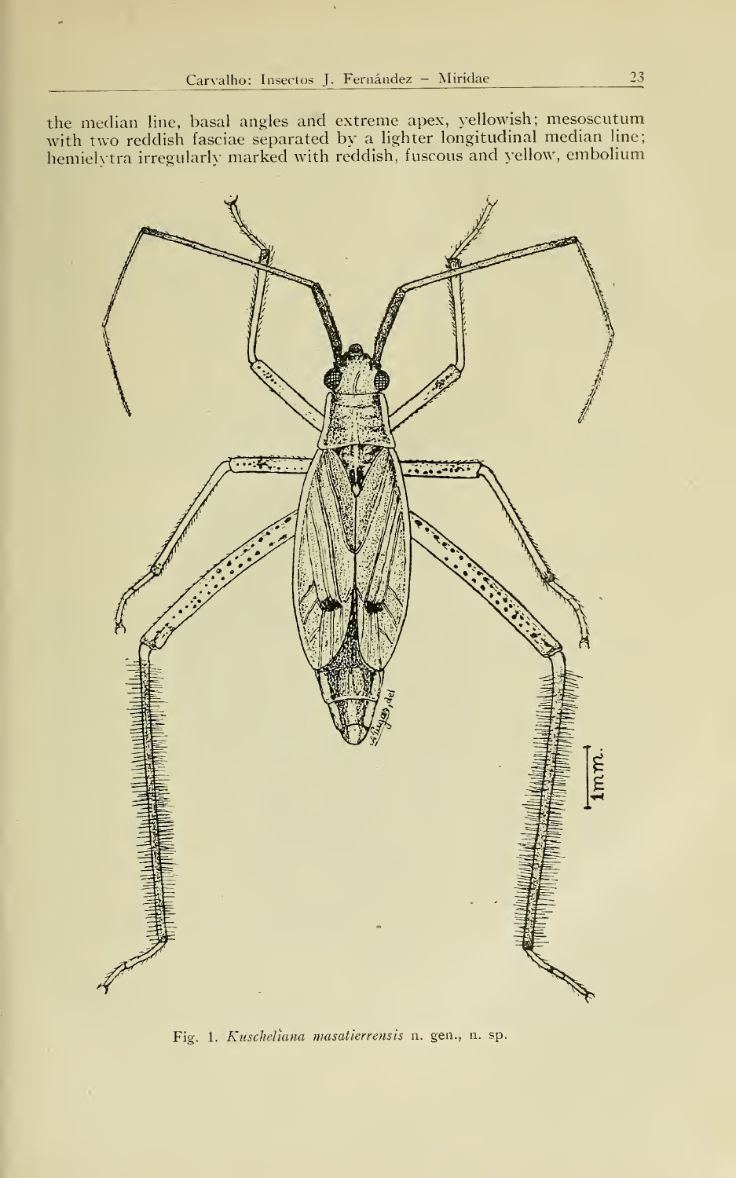the median line, basal angles and extreme apex, yellowish; mesoscutum with two reddish fasciae separated by a lighter longitudinal median line; hemielytra irregularly marked with reddish, fuscous and yellow, embolium

Fig. 1. *Kuscheliana masatierrensis* n. gen., n. sp.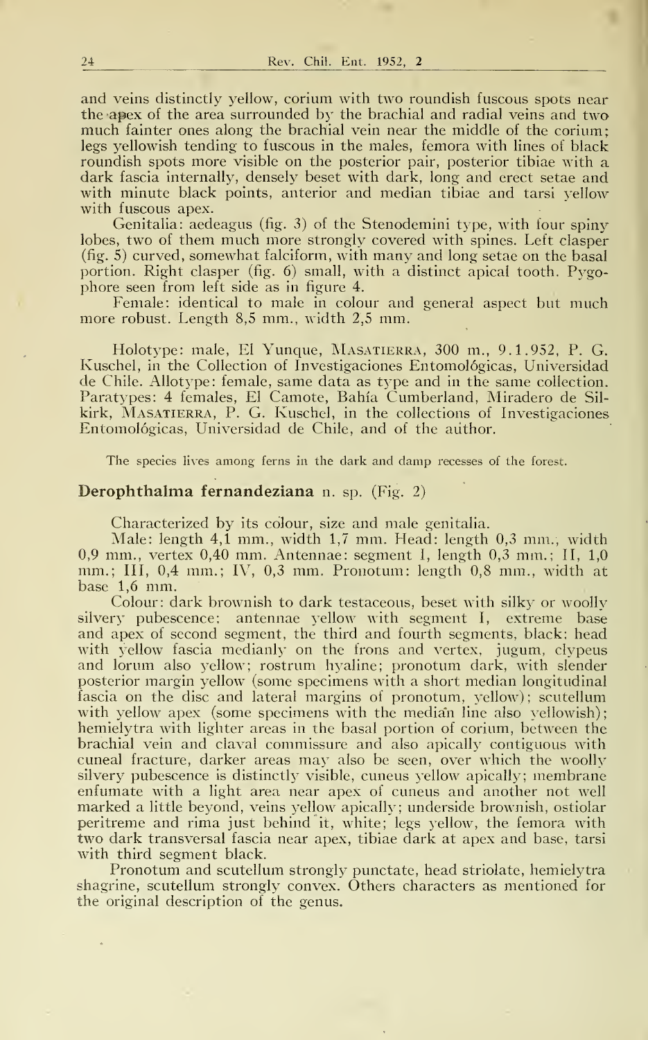and veins distinctly yellow, corium with two roundish fuscous spots near the apex of the area surrounded by the brachial and radial veins and two much fainter ones along the brachial vein near the middle of the corium; legs yellowish tending to fuscous in the males, femora with lines of black roundish spots more visible on the posterior pair, posterior tibiae with a dark fascia internally, densely beset with dark, long and erect setae and with minute black points, anterior and median tibiae and tarsi yellow with fuscous apex.

Genitalia: aedeagus (fig. 3) of the Stenodemini type, with four spiny lobes, two of them much more strongly covered with spines. Left clasper (fig. 5) curved, somewhat falciform, with many and long setae on the basal portion. Right clasper (fig. 6) small, with a distinct apical tooth. Pygophore seen from left side as in figure 4.

Female: identical to male in colour and general aspect but much more robust. Length 8,5 mm., width 2,5 mm.

Holotype: male, El Yunque, MASATIERRA, 300 m., 9.1.952, P. G. Kuschel, in the Collection of Investigaciones Entomológicas, Universidad de Chile. Allotype: female, same data as type and in the same collection. Paratypes: 4 females, El Camote, Bahía Cumberland, Miradero de Silkirk, MASATIERRA, P. G. Kuschel, in the collections of Investigaciones Entomológicas, Universidad de Chile, and of the author.

The species lives among ferns in the dark and damp recesses of the forest.

## **Derophthalma fernandeziana** n. sp. (Fig. 2)

Characterized by its colour, size and male genitalia.

Male: length 4,1 mm., width 1,7 mm. Head: length 0,3 mm., width 0,9 mm., vertex 0,40 mm. Antennae: segment I, length 0,3 mm.; II, 1,0 mm.; III, 0,4 mm.; IV, 0,3 mm. Pronotum: length 0,8 mm., width at base 1,6 mm.

Colour: dark brownish to dark testaceous, beset with silky or woolly silvery pubescence; antennae yellow with segment I, extreme base and apex of second segment, the third and fourth segments, black; head with yellow fascia medianly on the frons and vertex, jugum, clypeus and lorum also yellow; rostrum hyaline; pronotum dark, with slender posterior margin yellow (some specimens with a short median longitudinal fascia on the disc and lateral margins of pronotum, yellow); scutellum with yellow apex (some specimens with the median line also yellowish); hemielytra with lighter areas in the basal portion of corium, between the brachial vein and claval commissure and also apically contiguous with cuneal fracture, darker areas may also be seen, over which the woolly silvery pubescence is distinctly visible, cuneus yellow apically; membrane enfumate with a light area near apex of cuneus and another not well marked a little beyond, veins yellow apically; underside brownish, ostiolar peritreme and rima just behind it, white; legs yellow, the femora with two dark transversal fascia near apex, tibiae dark at apex and base, tarsi with third segment black.

Pronotum and scutellum strongly punctate, head striolate, hemielytra shagrine, scutellum strongly convex. Others characters as mentioned for the original description of the genus.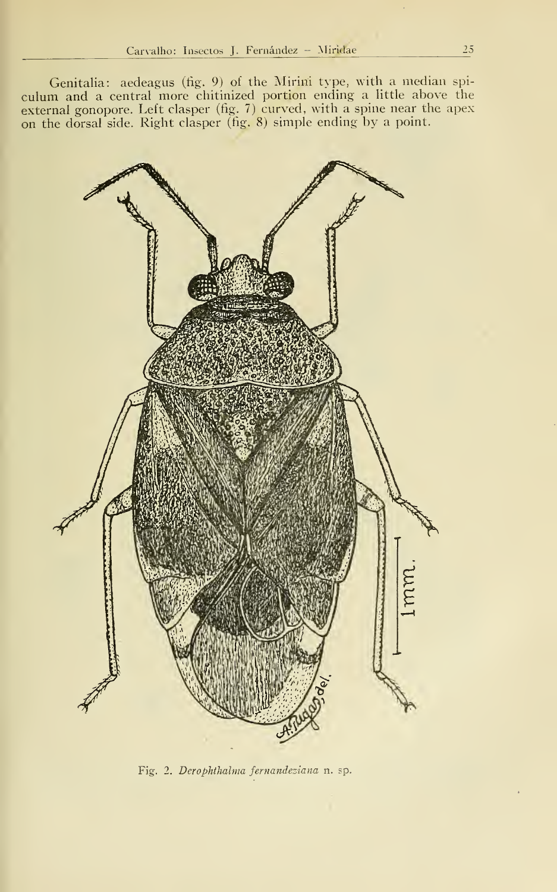Genitalia: aedeagus (fig. 9) of the Mirini type, with a median spiculum and a central more chitinized portion ending a little above the external gonopore. Left clasper (fig. 7) curved, with a spine near the apex on the dorsal side. Right clasper (fig. 8) simple ending by a point.

Fig. 2. *Derophthalma fernandeziana* n. sp.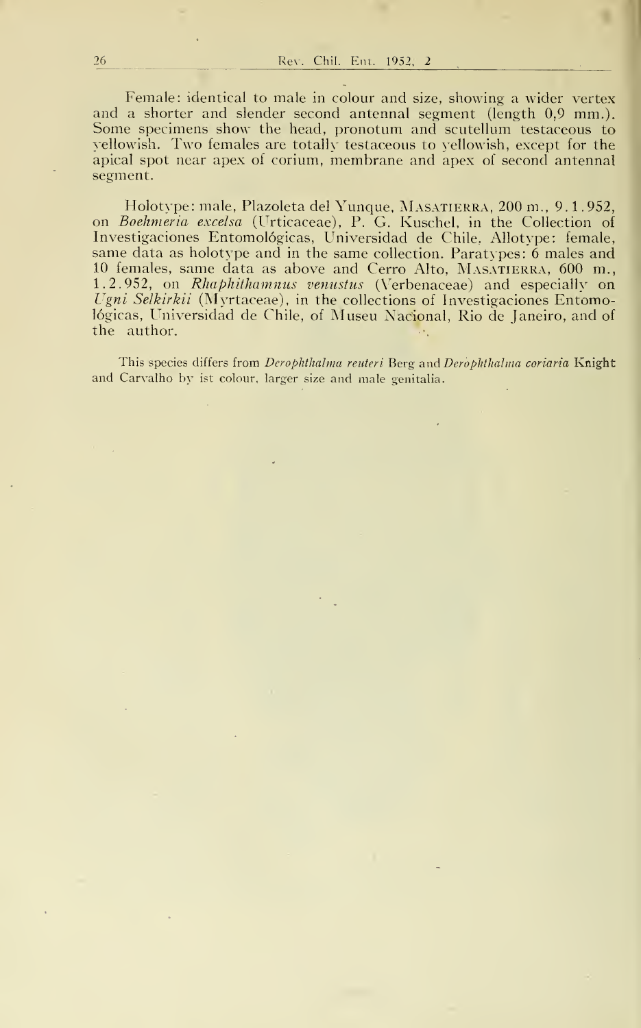Female: identical to male in colour and size, showing a wider vertex and a shorter and slender second antennal segment (length 0,9 mm.). Some specimens show the head, pronotum and scutellum testaceous to yellowish. Two females are totally testaceous to yellowish, except for the apical spot near apex of corium, membrane and apex of second antennal segment.

Holotype: male, Plazoleta del Yunque, MASATIERRA, 200 m., 9.1.952, on *Boehmeria excelsa* (Urticaceae), P. G. Kuschel, in the Collection of Investigaciones Entomológicas, Universidad de Chile. Allotype: female, same data as holotype and in the same collection. Paratypes: 6 males and 10 females, same data as above and Cerro Alto, MASATIERRA, 600 m., 1.2.952, on *Rhaphithamnus venustus* (Verbenaceae) and especially on *Ugni Selkirkii* (Myrtaceae), in the collections of Investigaciones Entomológicas, Universidad de Chile, of Museu Nacional, Rio de Janeiro, and of the author.

This species differs from *Derophthalma reuteri* Berg and *Derophthalma coriaria* Knight and Carvalho by ist colour, larger size and male genitalia.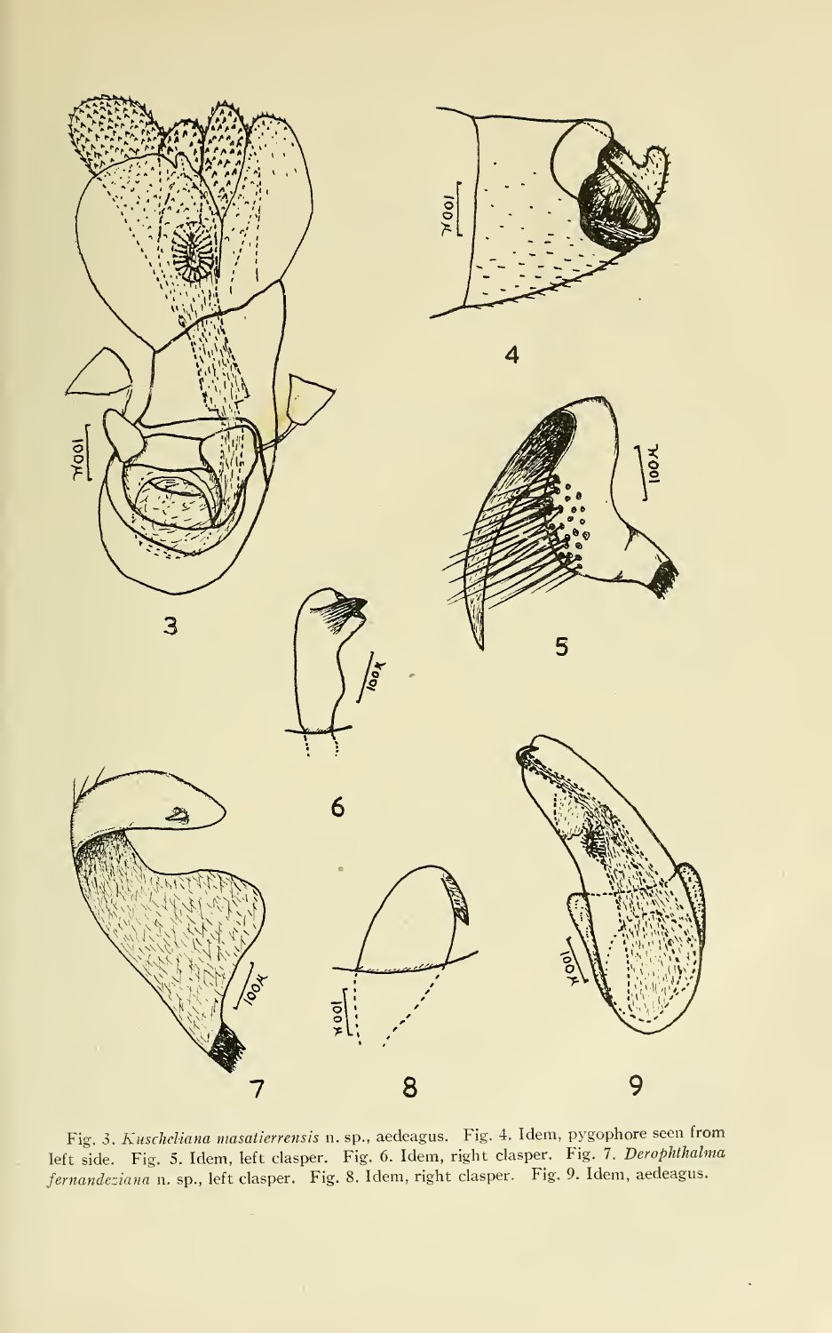Fig. 3. *Kuscheliana masatierrensis* n. sp., aedeagus. Fig. 4. Idem, pygophore seen from left side. Fig. 5. Idem, left clasper. Fig. 6. Idem, right clasper. Fig. 7. *Derophthalma fernandeziana* n. sp., left clasper. Fig. 8. Idem, right clasper. Fig. 9. Idem, aedeagus.